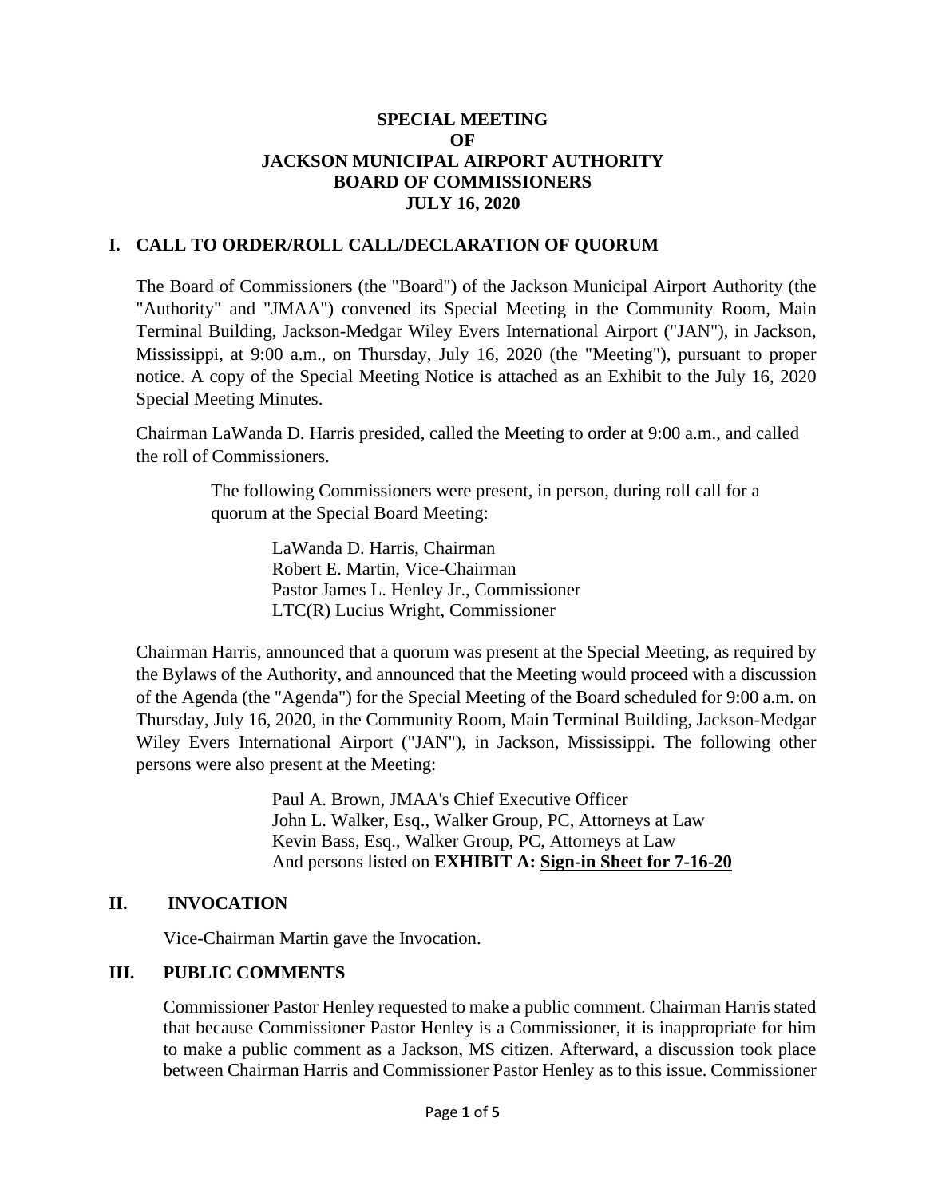# SPECIAL MEETING
# OF
# JACKSON MUNICIPAL AIRPORT AUTHORITY
# BOARD OF COMMISSIONERS
# JULY 16, 2020

## I. CALL TO ORDER/ROLL CALL/DECLARATION OF QUORUM

The Board of Commissioners (the "Board") of the Jackson Municipal Airport Authority (the "Authority" and "JMAA") convened its Special Meeting in the Community Room, Main Terminal Building, Jackson-Medgar Wiley Evers International Airport ("JAN"), in Jackson, Mississippi, at 9:00 a.m., on Thursday, July 16, 2020 (the "Meeting"), pursuant to proper notice. A copy of the Special Meeting Notice is attached as an Exhibit to the July 16, 2020 Special Meeting Minutes.

Chairman LaWanda D. Harris presided, called the Meeting to order at 9:00 a.m., and called the roll of Commissioners.

The following Commissioners were present, in person, during roll call for a quorum at the Special Board Meeting:

LaWanda D. Harris, Chairman
Robert E. Martin, Vice-Chairman
Pastor James L. Henley Jr., Commissioner
LTC(R) Lucius Wright, Commissioner

Chairman Harris, announced that a quorum was present at the Special Meeting, as required by the Bylaws of the Authority, and announced that the Meeting would proceed with a discussion of the Agenda (the "Agenda") for the Special Meeting of the Board scheduled for 9:00 a.m. on Thursday, July 16, 2020, in the Community Room, Main Terminal Building, Jackson-Medgar Wiley Evers International Airport ("JAN"), in Jackson, Mississippi. The following other persons were also present at the Meeting:

Paul A. Brown, JMAA's Chief Executive Officer
John L. Walker, Esq., Walker Group, PC, Attorneys at Law
Kevin Bass, Esq., Walker Group, PC, Attorneys at Law
And persons listed on **EXHIBIT A: Sign-in Sheet for 7-16-20**

## II. INVOCATION

Vice-Chairman Martin gave the Invocation.

## III. PUBLIC COMMENTS

Commissioner Pastor Henley requested to make a public comment. Chairman Harris stated that because Commissioner Pastor Henley is a Commissioner, it is inappropriate for him to make a public comment as a Jackson, MS citizen. Afterward, a discussion took place between Chairman Harris and Commissioner Pastor Henley as to this issue. Commissioner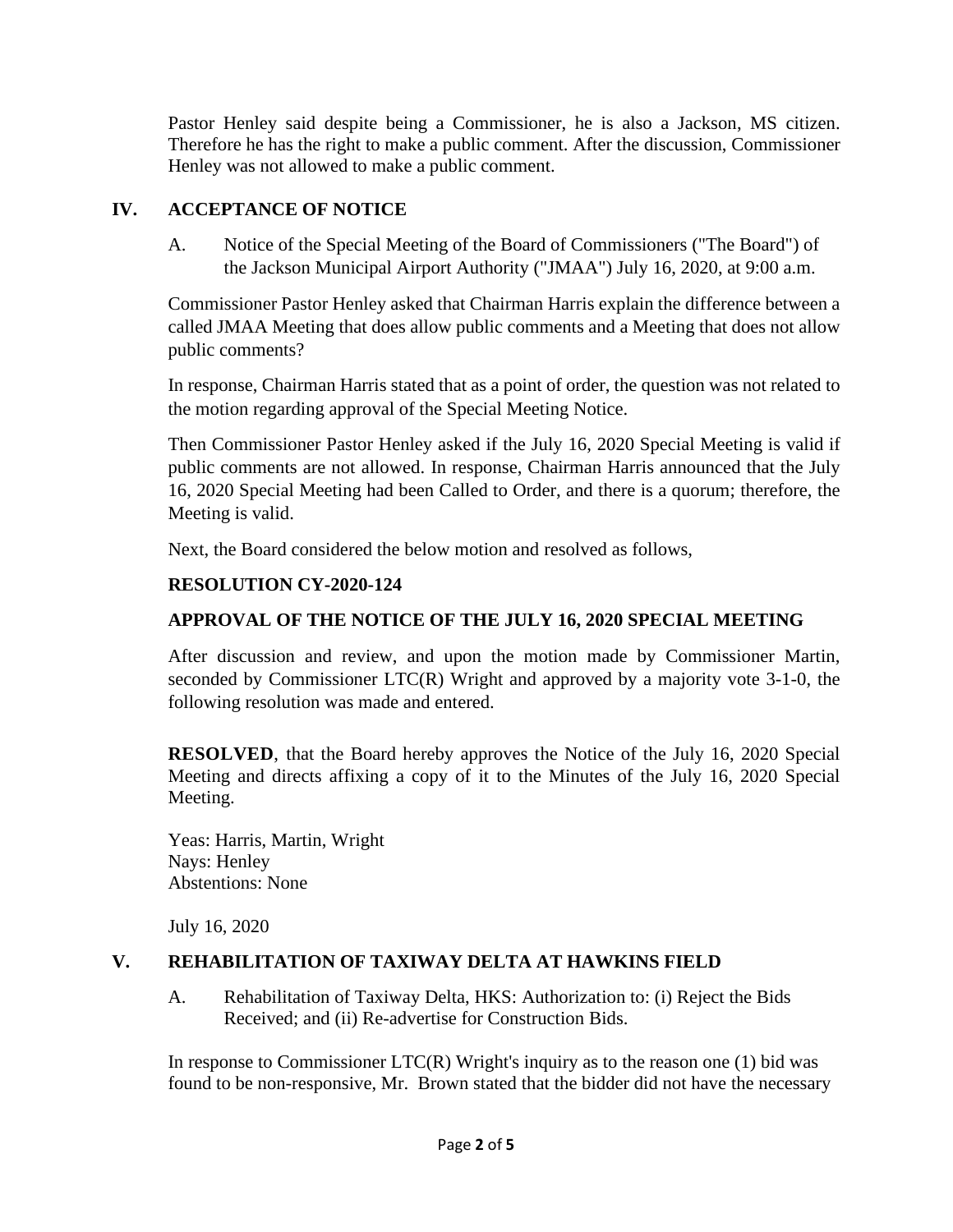Pastor Henley said despite being a Commissioner, he is also a Jackson, MS citizen. Therefore he has the right to make a public comment. After the discussion, Commissioner Henley was not allowed to make a public comment.

## IV. ACCEPTANCE OF NOTICE

A. Notice of the Special Meeting of the Board of Commissioners ("The Board") of the Jackson Municipal Airport Authority ("JMAA") July 16, 2020, at 9:00 a.m.

Commissioner Pastor Henley asked that Chairman Harris explain the difference between a called JMAA Meeting that does allow public comments and a Meeting that does not allow public comments?

In response, Chairman Harris stated that as a point of order, the question was not related to the motion regarding approval of the Special Meeting Notice.

Then Commissioner Pastor Henley asked if the July 16, 2020 Special Meeting is valid if public comments are not allowed. In response, Chairman Harris announced that the July 16, 2020 Special Meeting had been Called to Order, and there is a quorum; therefore, the Meeting is valid.

Next, the Board considered the below motion and resolved as follows,

**RESOLUTION CY-2020-124**

**APPROVAL OF THE NOTICE OF THE JULY 16, 2020 SPECIAL MEETING**

After discussion and review, and upon the motion made by Commissioner Martin, seconded by Commissioner LTC(R) Wright and approved by a majority vote 3-1-0, the following resolution was made and entered.

**RESOLVED**, that the Board hereby approves the Notice of the July 16, 2020 Special Meeting and directs affixing a copy of it to the Minutes of the July 16, 2020 Special Meeting.

Yeas: Harris, Martin, Wright
Nays: Henley
Abstentions: None

July 16, 2020

## V. REHABILITATION OF TAXIWAY DELTA AT HAWKINS FIELD

A. Rehabilitation of Taxiway Delta, HKS: Authorization to: (i) Reject the Bids Received; and (ii) Re-advertise for Construction Bids.

In response to Commissioner LTC(R) Wright's inquiry as to the reason one (1) bid was found to be non-responsive, Mr. Brown stated that the bidder did not have the necessary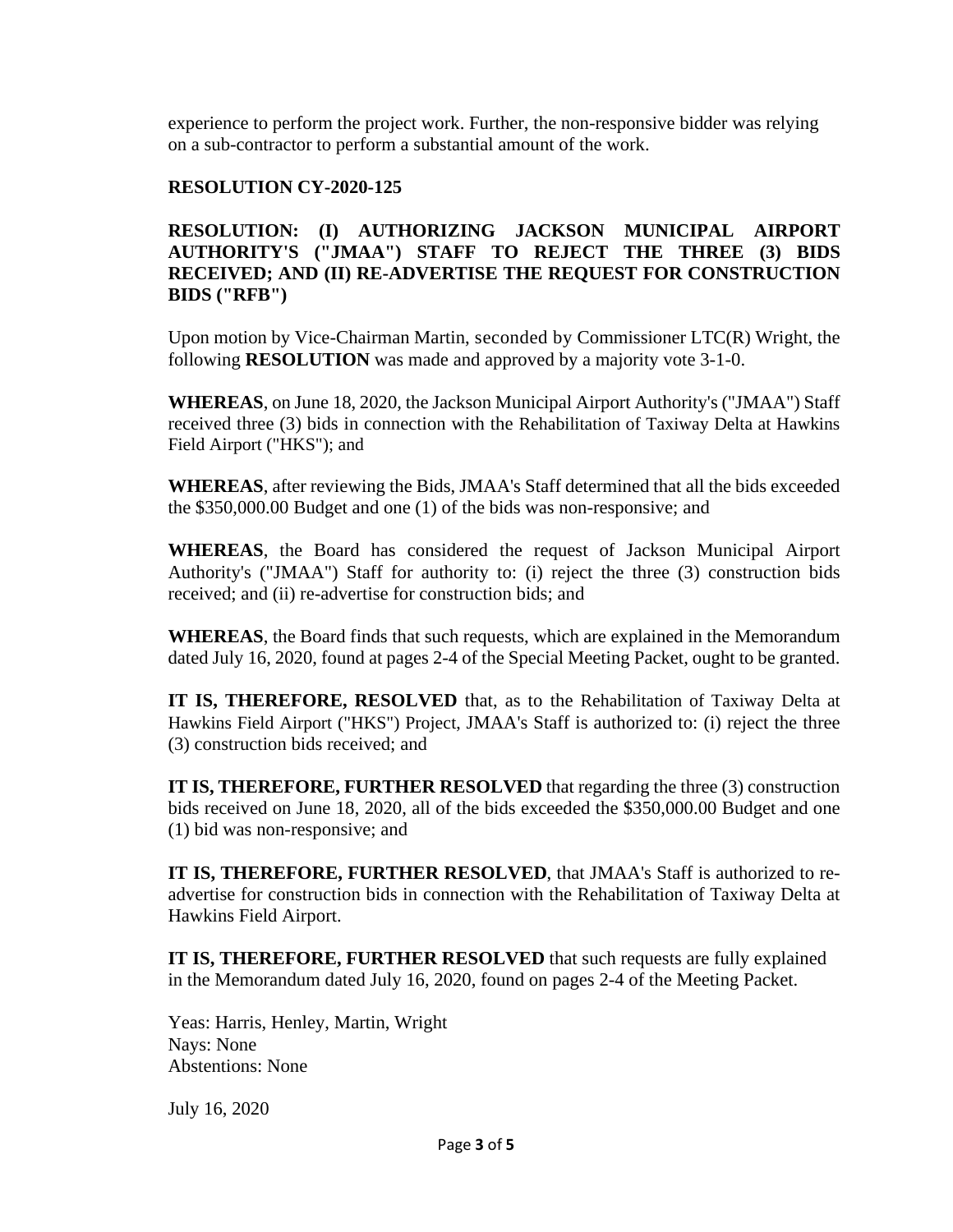experience to perform the project work. Further, the non-responsive bidder was relying on a sub-contractor to perform a substantial amount of the work.

**RESOLUTION CY-2020-125**

**RESOLUTION: (I) AUTHORIZING JACKSON MUNICIPAL AIRPORT AUTHORITY'S ("JMAA") STAFF TO REJECT THE THREE (3) BIDS RECEIVED; AND (II) RE-ADVERTISE THE REQUEST FOR CONSTRUCTION BIDS ("RFB")**

Upon motion by Vice-Chairman Martin, seconded by Commissioner LTC(R) Wright, the following **RESOLUTION** was made and approved by a majority vote 3-1-0.

**WHEREAS**, on June 18, 2020, the Jackson Municipal Airport Authority's ("JMAA") Staff received three (3) bids in connection with the Rehabilitation of Taxiway Delta at Hawkins Field Airport ("HKS"); and

**WHEREAS**, after reviewing the Bids, JMAA's Staff determined that all the bids exceeded the $350,000.00 Budget and one (1) of the bids was non-responsive; and

**WHEREAS**, the Board has considered the request of Jackson Municipal Airport Authority's ("JMAA") Staff for authority to: (i) reject the three (3) construction bids received; and (ii) re-advertise for construction bids; and

**WHEREAS**, the Board finds that such requests, which are explained in the Memorandum dated July 16, 2020, found at pages 2-4 of the Special Meeting Packet, ought to be granted.

**IT IS, THEREFORE, RESOLVED** that, as to the Rehabilitation of Taxiway Delta at Hawkins Field Airport ("HKS") Project, JMAA's Staff is authorized to: (i) reject the three (3) construction bids received; and

**IT IS, THEREFORE, FURTHER RESOLVED** that regarding the three (3) construction bids received on June 18, 2020, all of the bids exceeded the $350,000.00 Budget and one (1) bid was non-responsive; and

**IT IS, THEREFORE, FURTHER RESOLVED**, that JMAA's Staff is authorized to re-advertise for construction bids in connection with the Rehabilitation of Taxiway Delta at Hawkins Field Airport.

**IT IS, THEREFORE, FURTHER RESOLVED** that such requests are fully explained in the Memorandum dated July 16, 2020, found on pages 2-4 of the Meeting Packet.

Yeas: Harris, Henley, Martin, Wright
Nays: None
Abstentions: None

July 16, 2020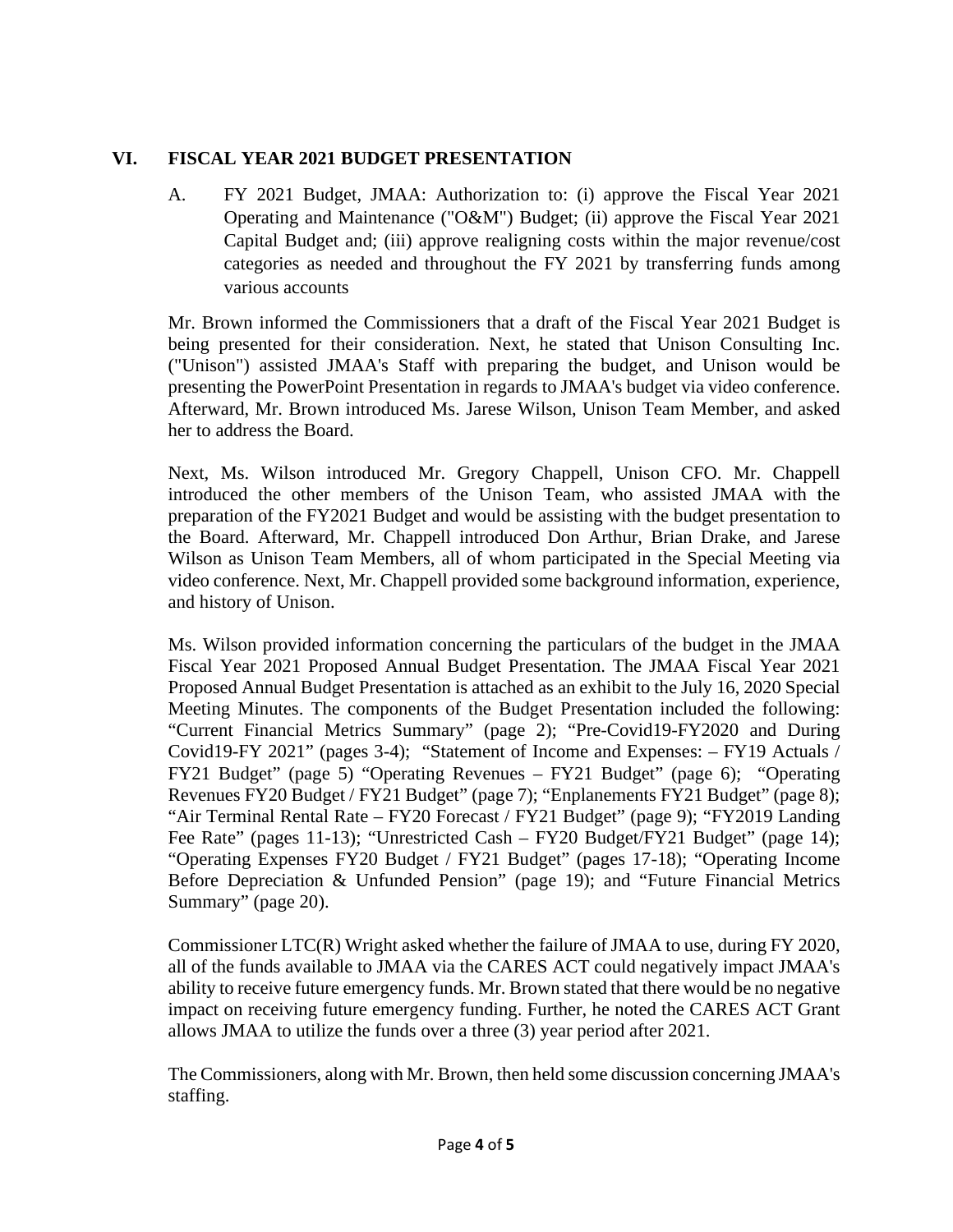## VI. FISCAL YEAR 2021 BUDGET PRESENTATION

A. FY 2021 Budget, JMAA: Authorization to: (i) approve the Fiscal Year 2021 Operating and Maintenance ("O&M") Budget; (ii) approve the Fiscal Year 2021 Capital Budget and; (iii) approve realigning costs within the major revenue/cost categories as needed and throughout the FY 2021 by transferring funds among various accounts

Mr. Brown informed the Commissioners that a draft of the Fiscal Year 2021 Budget is being presented for their consideration. Next, he stated that Unison Consulting Inc. ("Unison") assisted JMAA's Staff with preparing the budget, and Unison would be presenting the PowerPoint Presentation in regards to JMAA's budget via video conference. Afterward, Mr. Brown introduced Ms. Jarese Wilson, Unison Team Member, and asked her to address the Board.

Next, Ms. Wilson introduced Mr. Gregory Chappell, Unison CFO. Mr. Chappell introduced the other members of the Unison Team, who assisted JMAA with the preparation of the FY2021 Budget and would be assisting with the budget presentation to the Board. Afterward, Mr. Chappell introduced Don Arthur, Brian Drake, and Jarese Wilson as Unison Team Members, all of whom participated in the Special Meeting via video conference. Next, Mr. Chappell provided some background information, experience, and history of Unison.

Ms. Wilson provided information concerning the particulars of the budget in the JMAA Fiscal Year 2021 Proposed Annual Budget Presentation. The JMAA Fiscal Year 2021 Proposed Annual Budget Presentation is attached as an exhibit to the July 16, 2020 Special Meeting Minutes. The components of the Budget Presentation included the following: "Current Financial Metrics Summary" (page 2); "Pre-Covid19-FY2020 and During Covid19-FY 2021" (pages 3-4); "Statement of Income and Expenses: – FY19 Actuals / FY21 Budget" (page 5) "Operating Revenues – FY21 Budget" (page 6); "Operating Revenues FY20 Budget / FY21 Budget" (page 7); "Enplanements FY21 Budget" (page 8); "Air Terminal Rental Rate – FY20 Forecast / FY21 Budget" (page 9); "FY2019 Landing Fee Rate" (pages 11-13); "Unrestricted Cash – FY20 Budget/FY21 Budget" (page 14); "Operating Expenses FY20 Budget / FY21 Budget" (pages 17-18); "Operating Income Before Depreciation & Unfunded Pension" (page 19); and "Future Financial Metrics Summary" (page 20).

Commissioner LTC(R) Wright asked whether the failure of JMAA to use, during FY 2020, all of the funds available to JMAA via the CARES ACT could negatively impact JMAA's ability to receive future emergency funds. Mr. Brown stated that there would be no negative impact on receiving future emergency funding. Further, he noted the CARES ACT Grant allows JMAA to utilize the funds over a three (3) year period after 2021.

The Commissioners, along with Mr. Brown, then held some discussion concerning JMAA's staffing.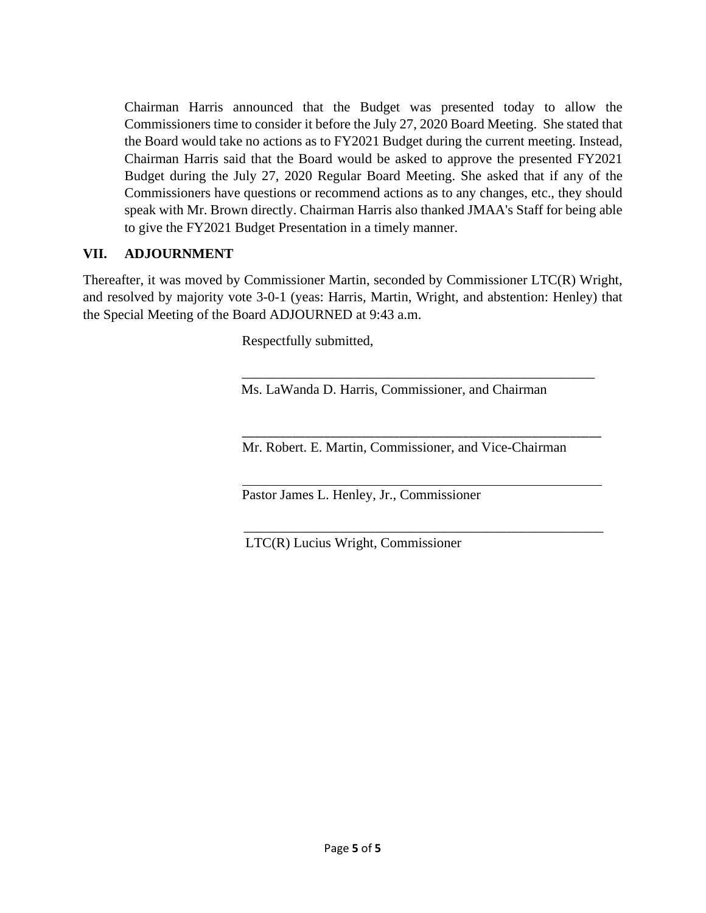Chairman Harris announced that the Budget was presented today to allow the Commissioners time to consider it before the July 27, 2020 Board Meeting. She stated that the Board would take no actions as to FY2021 Budget during the current meeting. Instead, Chairman Harris said that the Board would be asked to approve the presented FY2021 Budget during the July 27, 2020 Regular Board Meeting. She asked that if any of the Commissioners have questions or recommend actions as to any changes, etc., they should speak with Mr. Brown directly. Chairman Harris also thanked JMAA's Staff for being able to give the FY2021 Budget Presentation in a timely manner.

## VII. ADJOURNMENT

Thereafter, it was moved by Commissioner Martin, seconded by Commissioner LTC(R) Wright, and resolved by majority vote 3-0-1 (yeas: Harris, Martin, Wright, and abstention: Henley) that the Special Meeting of the Board ADJOURNED at 9:43 a.m.

Respectfully submitted,

\_\_\_\_\_\_\_\_\_\_\_\_\_\_\_\_\_\_\_\_\_\_\_\_\_\_\_\_\_\_\_\_\_\_\_\_\_\_\_\_\_\_\_\_\_\_\_\_\_\_\_

Ms. LaWanda D. Harris, Commissioner, and Chairman

\_\_\_\_\_\_\_\_\_\_\_\_\_\_\_\_\_\_\_\_\_\_\_\_\_\_\_\_\_\_\_\_\_\_\_\_\_\_\_\_\_\_\_\_\_\_\_\_\_\_\_

Mr. Robert. E. Martin, Commissioner, and Vice-Chairman

\_\_\_\_\_\_\_\_\_\_\_\_\_\_\_\_\_\_\_\_\_\_\_\_\_\_\_\_\_\_\_\_\_\_\_\_\_\_\_\_\_\_\_\_\_\_\_\_\_\_\_

Pastor James L. Henley, Jr., Commissioner

\_\_\_\_\_\_\_\_\_\_\_\_\_\_\_\_\_\_\_\_\_\_\_\_\_\_\_\_\_\_\_\_\_\_\_\_\_\_\_\_\_\_\_\_\_\_\_\_\_\_\_

LTC(R) Lucius Wright, Commissioner